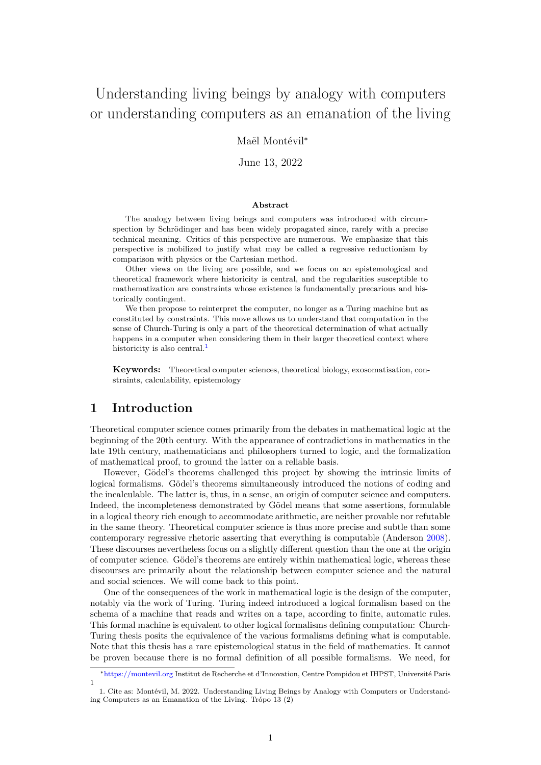# Understanding living beings by analogy with computers or understanding computers as an emanation of the living

Maël Montévil*

June 13, 2022

**Abstract**

The analogy between living beings and computers was introduced with circumspection by Schrödinger and has been widely propagated since, rarely with a precise technical meaning. Critics of this perspective are numerous. We emphasize that this perspective is mobilized to justify what may be called a regressive reductionism by comparison with physics or the Cartesian method.

Other views on the living are possible, and we focus on an epistemological and theoretical framework where historicity is central, and the regularities susceptible to mathematization are constraints whose existence is fundamentally precarious and historically contingent.

We then propose to reinterpret the computer, no longer as a Turing machine but as constituted by constraints. This move allows us to understand that computation in the sense of Church-Turing is only a part of the theoretical determination of what actually happens in a computer when considering them in their larger theoretical context where historicity is also central.[1]

**Keywords:** Theoretical computer sciences, theoretical biology, exosomatisation, constraints, calculability, epistemology

## 1 Introduction

Theoretical computer science comes primarily from the debates in mathematical logic at the beginning of the 20th century. With the appearance of contradictions in mathematics in the late 19th century, mathematicians and philosophers turned to logic, and the formalization of mathematical proof, to ground the latter on a reliable basis.

However, Gödel's theorems challenged this project by showing the intrinsic limits of logical formalisms. Gödel's theorems simultaneously introduced the notions of coding and the incalculable. The latter is, thus, in a sense, an origin of computer science and computers. Indeed, the incompleteness demonstrated by Gödel means that some assertions, formulable in a logical theory rich enough to accommodate arithmetic, are neither provable nor refutable in the same theory. Theoretical computer science is thus more precise and subtle than some contemporary regressive rhetoric asserting that everything is computable (Anderson 2008). These discourses nevertheless focus on a slightly different question than the one at the origin of computer science. Gödel's theorems are entirely within mathematical logic, whereas these discourses are primarily about the relationship between computer science and the natural and social sciences. We will come back to this point.

One of the consequences of the work in mathematical logic is the design of the computer, notably via the work of Turing. Turing indeed introduced a logical formalism based on the schema of a machine that reads and writes on a tape, according to finite, automatic rules. This formal machine is equivalent to other logical formalisms defining computation: Church-Turing thesis posits the equivalence of the various formalisms defining what is computable. Note that this thesis has a rare epistemological status in the field of mathematics. It cannot be proven because there is no formal definition of all possible formalisms. We need, for

---

*https://montevil.org Institut de Recherche et d'Innovation, Centre Pompidou et IHPST, Université Paris 1

1. Cite as: Montévil, M. 2022. Understanding Living Beings by Analogy with Computers or Understanding Computers as an Emanation of the Living. Trópo 13 (2)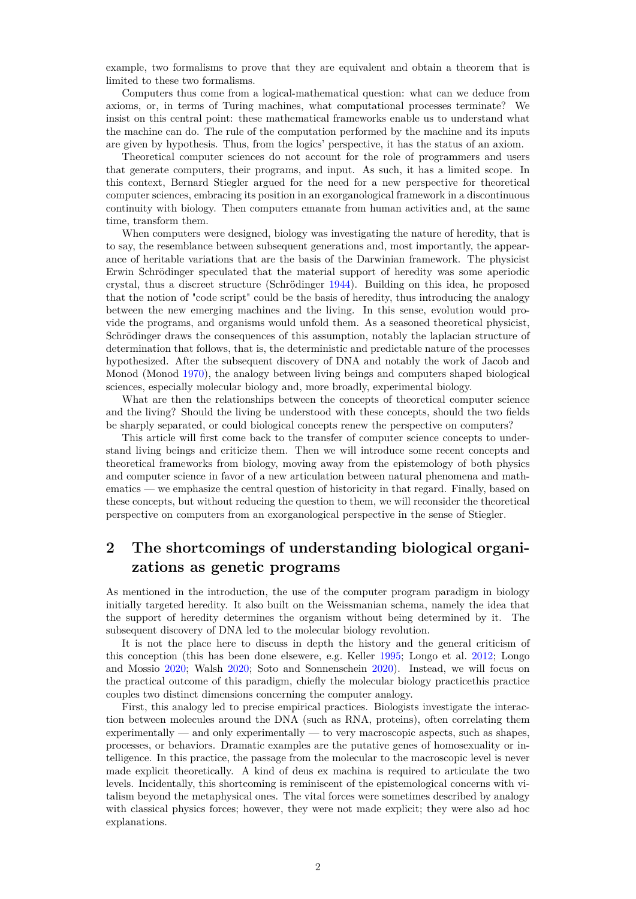example, two formalisms to prove that they are equivalent and obtain a theorem that is limited to these two formalisms.

Computers thus come from a logical-mathematical question: what can we deduce from axioms, or, in terms of Turing machines, what computational processes terminate? We insist on this central point: these mathematical frameworks enable us to understand what the machine can do. The rule of the computation performed by the machine and its inputs are given by hypothesis. Thus, from the logics' perspective, it has the status of an axiom.

Theoretical computer sciences do not account for the role of programmers and users that generate computers, their programs, and input. As such, it has a limited scope. In this context, Bernard Stiegler argued for the need for a new perspective for theoretical computer sciences, embracing its position in an exorganological framework in a discontinuous continuity with biology. Then computers emanate from human activities and, at the same time, transform them.

When computers were designed, biology was investigating the nature of heredity, that is to say, the resemblance between subsequent generations and, most importantly, the appearance of heritable variations that are the basis of the Darwinian framework. The physicist Erwin Schrödinger speculated that the material support of heredity was some aperiodic crystal, thus a discreet structure (Schrödinger 1944). Building on this idea, he proposed that the notion of "code script" could be the basis of heredity, thus introducing the analogy between the new emerging machines and the living. In this sense, evolution would provide the programs, and organisms would unfold them. As a seasoned theoretical physicist, Schrödinger draws the consequences of this assumption, notably the laplacian structure of determination that follows, that is, the deterministic and predictable nature of the processes hypothesized. After the subsequent discovery of DNA and notably the work of Jacob and Monod (Monod 1970), the analogy between living beings and computers shaped biological sciences, especially molecular biology and, more broadly, experimental biology.

What are then the relationships between the concepts of theoretical computer science and the living? Should the living be understood with these concepts, should the two fields be sharply separated, or could biological concepts renew the perspective on computers?

This article will first come back to the transfer of computer science concepts to understand living beings and criticize them. Then we will introduce some recent concepts and theoretical frameworks from biology, moving away from the epistemology of both physics and computer science in favor of a new articulation between natural phenomena and mathematics — we emphasize the central question of historicity in that regard. Finally, based on these concepts, but without reducing the question to them, we will reconsider the theoretical perspective on computers from an exorganological perspective in the sense of Stiegler.

## 2 The shortcomings of understanding biological organizations as genetic programs

As mentioned in the introduction, the use of the computer program paradigm in biology initially targeted heredity. It also built on the Weissmanian schema, namely the idea that the support of heredity determines the organism without being determined by it. The subsequent discovery of DNA led to the molecular biology revolution.

It is not the place here to discuss in depth the history and the general criticism of this conception (this has been done elsewere, e.g. Keller 1995; Longo et al. 2012; Longo and Mossio 2020; Walsh 2020; Soto and Sonnenschein 2020). Instead, we will focus on the practical outcome of this paradigm, chiefly the molecular biology practicethis practice couples two distinct dimensions concerning the computer analogy.

First, this analogy led to precise empirical practices. Biologists investigate the interaction between molecules around the DNA (such as RNA, proteins), often correlating them experimentally — and only experimentally — to very macroscopic aspects, such as shapes, processes, or behaviors. Dramatic examples are the putative genes of homosexuality or intelligence. In this practice, the passage from the molecular to the macroscopic level is never made explicit theoretically. A kind of deus ex machina is required to articulate the two levels. Incidentally, this shortcoming is reminiscent of the epistemological concerns with vitalism beyond the metaphysical ones. The vital forces were sometimes described by analogy with classical physics forces; however, they were not made explicit; they were also ad hoc explanations.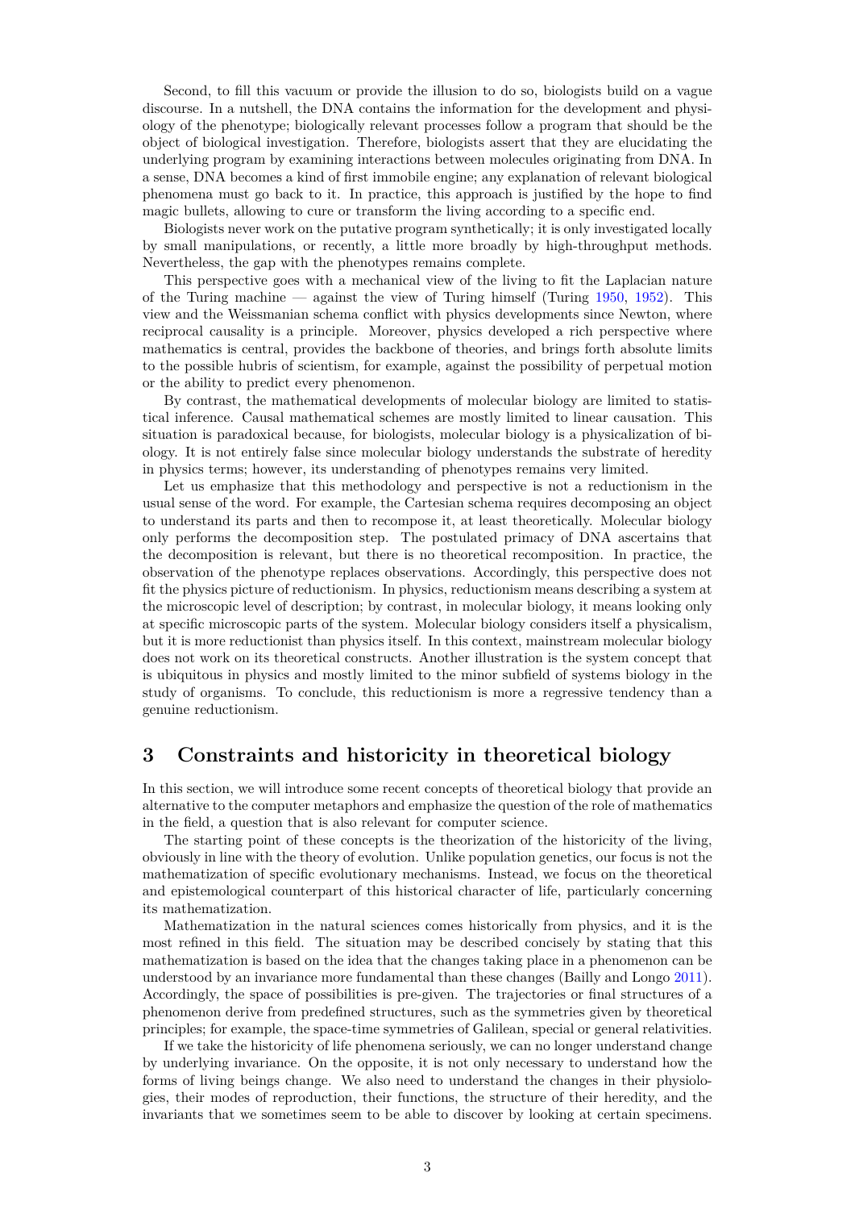Second, to fill this vacuum or provide the illusion to do so, biologists build on a vague discourse. In a nutshell, the DNA contains the information for the development and physiology of the phenotype; biologically relevant processes follow a program that should be the object of biological investigation. Therefore, biologists assert that they are elucidating the underlying program by examining interactions between molecules originating from DNA. In a sense, DNA becomes a kind of first immobile engine; any explanation of relevant biological phenomena must go back to it. In practice, this approach is justified by the hope to find magic bullets, allowing to cure or transform the living according to a specific end.

Biologists never work on the putative program synthetically; it is only investigated locally by small manipulations, or recently, a little more broadly by high-throughput methods. Nevertheless, the gap with the phenotypes remains complete.

This perspective goes with a mechanical view of the living to fit the Laplacian nature of the Turing machine — against the view of Turing himself (Turing 1950, 1952). This view and the Weissmanian schema conflict with physics developments since Newton, where reciprocal causality is a principle. Moreover, physics developed a rich perspective where mathematics is central, provides the backbone of theories, and brings forth absolute limits to the possible hubris of scientism, for example, against the possibility of perpetual motion or the ability to predict every phenomenon.

By contrast, the mathematical developments of molecular biology are limited to statistical inference. Causal mathematical schemes are mostly limited to linear causation. This situation is paradoxical because, for biologists, molecular biology is a physicalization of biology. It is not entirely false since molecular biology understands the substrate of heredity in physics terms; however, its understanding of phenotypes remains very limited.

Let us emphasize that this methodology and perspective is not a reductionism in the usual sense of the word. For example, the Cartesian schema requires decomposing an object to understand its parts and then to recompose it, at least theoretically. Molecular biology only performs the decomposition step. The postulated primacy of DNA ascertains that the decomposition is relevant, but there is no theoretical recomposition. In practice, the observation of the phenotype replaces observations. Accordingly, this perspective does not fit the physics picture of reductionism. In physics, reductionism means describing a system at the microscopic level of description; by contrast, in molecular biology, it means looking only at specific microscopic parts of the system. Molecular biology considers itself a physicalism, but it is more reductionist than physics itself. In this context, mainstream molecular biology does not work on its theoretical constructs. Another illustration is the system concept that is ubiquitous in physics and mostly limited to the minor subfield of systems biology in the study of organisms. To conclude, this reductionism is more a regressive tendency than a genuine reductionism.

## 3 Constraints and historicity in theoretical biology

In this section, we will introduce some recent concepts of theoretical biology that provide an alternative to the computer metaphors and emphasize the question of the role of mathematics in the field, a question that is also relevant for computer science.

The starting point of these concepts is the theorization of the historicity of the living, obviously in line with the theory of evolution. Unlike population genetics, our focus is not the mathematization of specific evolutionary mechanisms. Instead, we focus on the theoretical and epistemological counterpart of this historical character of life, particularly concerning its mathematization.

Mathematization in the natural sciences comes historically from physics, and it is the most refined in this field. The situation may be described concisely by stating that this mathematization is based on the idea that the changes taking place in a phenomenon can be understood by an invariance more fundamental than these changes (Bailly and Longo 2011). Accordingly, the space of possibilities is pre-given. The trajectories or final structures of a phenomenon derive from predefined structures, such as the symmetries given by theoretical principles; for example, the space-time symmetries of Galilean, special or general relativities.

If we take the historicity of life phenomena seriously, we can no longer understand change by underlying invariance. On the opposite, it is not only necessary to understand how the forms of living beings change. We also need to understand the changes in their physiologies, their modes of reproduction, their functions, the structure of their heredity, and the invariants that we sometimes seem to be able to discover by looking at certain specimens.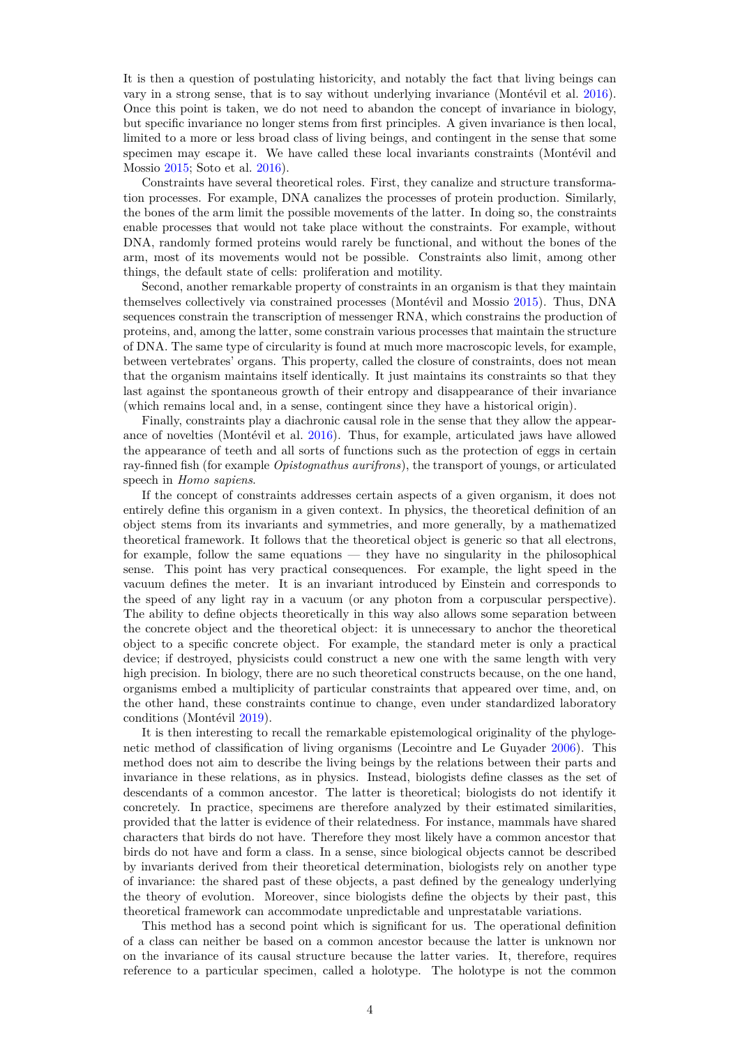It is then a question of postulating historicity, and notably the fact that living beings can vary in a strong sense, that is to say without underlying invariance (Montévil et al. 2016). Once this point is taken, we do not need to abandon the concept of invariance in biology, but specific invariance no longer stems from first principles. A given invariance is then local, limited to a more or less broad class of living beings, and contingent in the sense that some specimen may escape it. We have called these local invariants constraints (Montévil and Mossio 2015; Soto et al. 2016).

Constraints have several theoretical roles. First, they canalize and structure transformation processes. For example, DNA canalizes the processes of protein production. Similarly, the bones of the arm limit the possible movements of the latter. In doing so, the constraints enable processes that would not take place without the constraints. For example, without DNA, randomly formed proteins would rarely be functional, and without the bones of the arm, most of its movements would not be possible. Constraints also limit, among other things, the default state of cells: proliferation and motility.

Second, another remarkable property of constraints in an organism is that they maintain themselves collectively via constrained processes (Montévil and Mossio 2015). Thus, DNA sequences constrain the transcription of messenger RNA, which constrains the production of proteins, and, among the latter, some constrain various processes that maintain the structure of DNA. The same type of circularity is found at much more macroscopic levels, for example, between vertebrates' organs. This property, called the closure of constraints, does not mean that the organism maintains itself identically. It just maintains its constraints so that they last against the spontaneous growth of their entropy and disappearance of their invariance (which remains local and, in a sense, contingent since they have a historical origin).

Finally, constraints play a diachronic causal role in the sense that they allow the appearance of novelties (Montévil et al. 2016). Thus, for example, articulated jaws have allowed the appearance of teeth and all sorts of functions such as the protection of eggs in certain ray-finned fish (for example *Opistognathus aurifrons*), the transport of youngs, or articulated speech in *Homo sapiens*.

If the concept of constraints addresses certain aspects of a given organism, it does not entirely define this organism in a given context. In physics, the theoretical definition of an object stems from its invariants and symmetries, and more generally, by a mathematized theoretical framework. It follows that the theoretical object is generic so that all electrons, for example, follow the same equations — they have no singularity in the philosophical sense. This point has very practical consequences. For example, the light speed in the vacuum defines the meter. It is an invariant introduced by Einstein and corresponds to the speed of any light ray in a vacuum (or any photon from a corpuscular perspective). The ability to define objects theoretically in this way also allows some separation between the concrete object and the theoretical object: it is unnecessary to anchor the theoretical object to a specific concrete object. For example, the standard meter is only a practical device; if destroyed, physicists could construct a new one with the same length with very high precision. In biology, there are no such theoretical constructs because, on the one hand, organisms embed a multiplicity of particular constraints that appeared over time, and, on the other hand, these constraints continue to change, even under standardized laboratory conditions (Montévil 2019).

It is then interesting to recall the remarkable epistemological originality of the phylogenetic method of classification of living organisms (Lecointre and Le Guyader 2006). This method does not aim to describe the living beings by the relations between their parts and invariance in these relations, as in physics. Instead, biologists define classes as the set of descendants of a common ancestor. The latter is theoretical; biologists do not identify it concretely. In practice, specimens are therefore analyzed by their estimated similarities, provided that the latter is evidence of their relatedness. For instance, mammals have shared characters that birds do not have. Therefore they most likely have a common ancestor that birds do not have and form a class. In a sense, since biological objects cannot be described by invariants derived from their theoretical determination, biologists rely on another type of invariance: the shared past of these objects, a past defined by the genealogy underlying the theory of evolution. Moreover, since biologists define the objects by their past, this theoretical framework can accommodate unpredictable and unprestatable variations.

This method has a second point which is significant for us. The operational definition of a class can neither be based on a common ancestor because the latter is unknown nor on the invariance of its causal structure because the latter varies. It, therefore, requires reference to a particular specimen, called a holotype. The holotype is not the common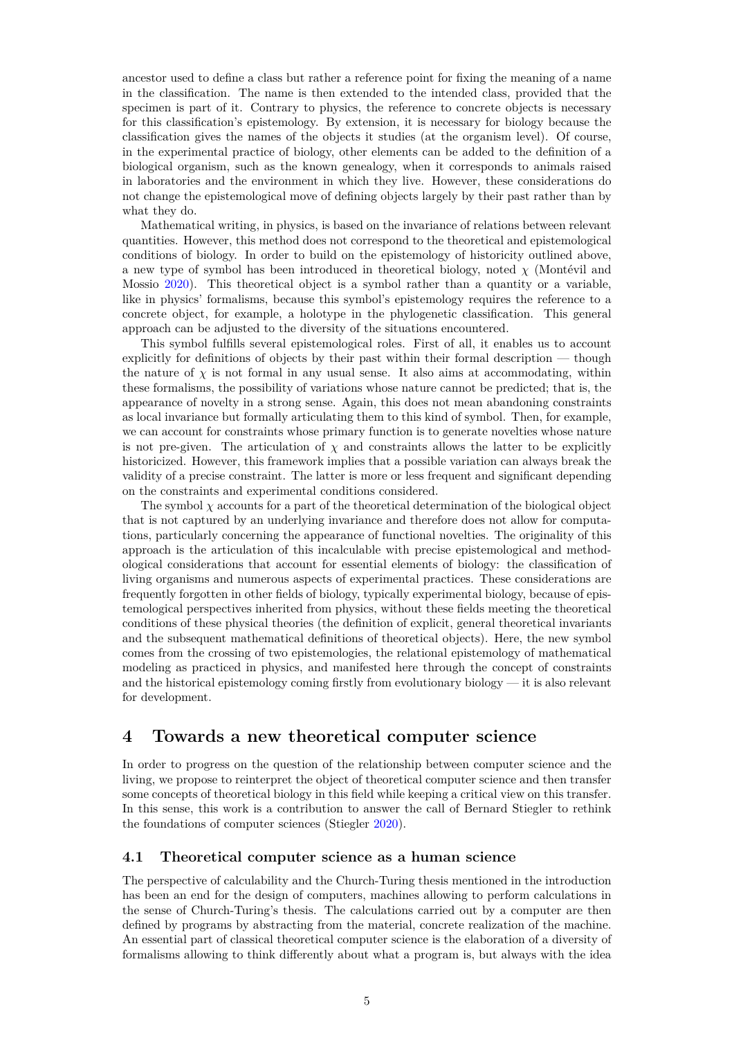ancestor used to define a class but rather a reference point for fixing the meaning of a name in the classification. The name is then extended to the intended class, provided that the specimen is part of it. Contrary to physics, the reference to concrete objects is necessary for this classification's epistemology. By extension, it is necessary for biology because the classification gives the names of the objects it studies (at the organism level). Of course, in the experimental practice of biology, other elements can be added to the definition of a biological organism, such as the known genealogy, when it corresponds to animals raised in laboratories and the environment in which they live. However, these considerations do not change the epistemological move of defining objects largely by their past rather than by what they do.

Mathematical writing, in physics, is based on the invariance of relations between relevant quantities. However, this method does not correspond to the theoretical and epistemological conditions of biology. In order to build on the epistemology of historicity outlined above, a new type of symbol has been introduced in theoretical biology, noted $\chi$ (Montévil and Mossio 2020). This theoretical object is a symbol rather than a quantity or a variable, like in physics' formalisms, because this symbol's epistemology requires the reference to a concrete object, for example, a holotype in the phylogenetic classification. This general approach can be adjusted to the diversity of the situations encountered.

This symbol fulfills several epistemological roles. First of all, it enables us to account explicitly for definitions of objects by their past within their formal description — though the nature of $\chi$ is not formal in any usual sense. It also aims at accommodating, within these formalisms, the possibility of variations whose nature cannot be predicted; that is, the appearance of novelty in a strong sense. Again, this does not mean abandoning constraints as local invariance but formally articulating them to this kind of symbol. Then, for example, we can account for constraints whose primary function is to generate novelties whose nature is not pre-given. The articulation of $\chi$ and constraints allows the latter to be explicitly historicized. However, this framework implies that a possible variation can always break the validity of a precise constraint. The latter is more or less frequent and significant depending on the constraints and experimental conditions considered.

The symbol $\chi$ accounts for a part of the theoretical determination of the biological object that is not captured by an underlying invariance and therefore does not allow for computations, particularly concerning the appearance of functional novelties. The originality of this approach is the articulation of this incalculable with precise epistemological and methodological considerations that account for essential elements of biology: the classification of living organisms and numerous aspects of experimental practices. These considerations are frequently forgotten in other fields of biology, typically experimental biology, because of epistemological perspectives inherited from physics, without these fields meeting the theoretical conditions of these physical theories (the definition of explicit, general theoretical invariants and the subsequent mathematical definitions of theoretical objects). Here, the new symbol comes from the crossing of two epistemologies, the relational epistemology of mathematical modeling as practiced in physics, and manifested here through the concept of constraints and the historical epistemology coming firstly from evolutionary biology — it is also relevant for development.

# 4 Towards a new theoretical computer science

In order to progress on the question of the relationship between computer science and the living, we propose to reinterpret the object of theoretical computer science and then transfer some concepts of theoretical biology in this field while keeping a critical view on this transfer. In this sense, this work is a contribution to answer the call of Bernard Stiegler to rethink the foundations of computer sciences (Stiegler 2020).

## 4.1 Theoretical computer science as a human science

The perspective of calculability and the Church-Turing thesis mentioned in the introduction has been an end for the design of computers, machines allowing to perform calculations in the sense of Church-Turing's thesis. The calculations carried out by a computer are then defined by programs by abstracting from the material, concrete realization of the machine. An essential part of classical theoretical computer science is the elaboration of a diversity of formalisms allowing to think differently about what a program is, but always with the idea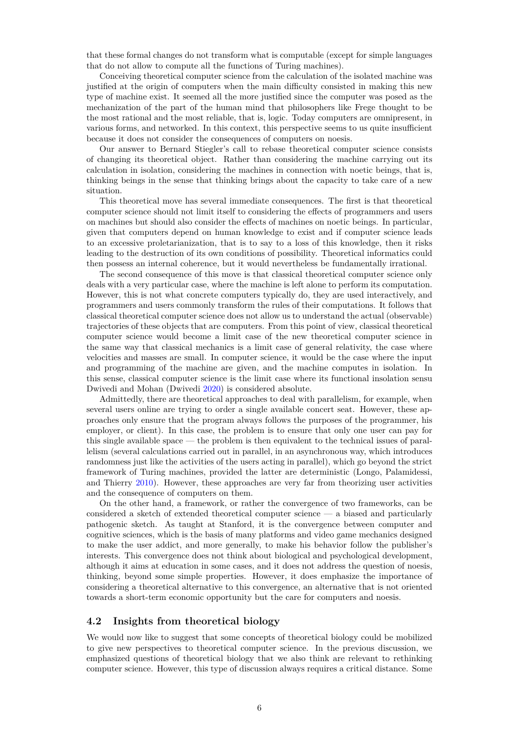that these formal changes do not transform what is computable (except for simple languages that do not allow to compute all the functions of Turing machines).

Conceiving theoretical computer science from the calculation of the isolated machine was justified at the origin of computers when the main difficulty consisted in making this new type of machine exist. It seemed all the more justified since the computer was posed as the mechanization of the part of the human mind that philosophers like Frege thought to be the most rational and the most reliable, that is, logic. Today computers are omnipresent, in various forms, and networked. In this context, this perspective seems to us quite insufficient because it does not consider the consequences of computers on noesis.

Our answer to Bernard Stiegler's call to rebase theoretical computer science consists of changing its theoretical object. Rather than considering the machine carrying out its calculation in isolation, considering the machines in connection with noetic beings, that is, thinking beings in the sense that thinking brings about the capacity to take care of a new situation.

This theoretical move has several immediate consequences. The first is that theoretical computer science should not limit itself to considering the effects of programmers and users on machines but should also consider the effects of machines on noetic beings. In particular, given that computers depend on human knowledge to exist and if computer science leads to an excessive proletarianization, that is to say to a loss of this knowledge, then it risks leading to the destruction of its own conditions of possibility. Theoretical informatics could then possess an internal coherence, but it would nevertheless be fundamentally irrational.

The second consequence of this move is that classical theoretical computer science only deals with a very particular case, where the machine is left alone to perform its computation. However, this is not what concrete computers typically do, they are used interactively, and programmers and users commonly transform the rules of their computations. It follows that classical theoretical computer science does not allow us to understand the actual (observable) trajectories of these objects that are computers. From this point of view, classical theoretical computer science would become a limit case of the new theoretical computer science in the same way that classical mechanics is a limit case of general relativity, the case where velocities and masses are small. In computer science, it would be the case where the input and programming of the machine are given, and the machine computes in isolation. In this sense, classical computer science is the limit case where its functional insolation sensu Dwivedi and Mohan (Dwivedi 2020) is considered absolute.

Admittedly, there are theoretical approaches to deal with parallelism, for example, when several users online are trying to order a single available concert seat. However, these approaches only ensure that the program always follows the purposes of the programmer, his employer, or client). In this case, the problem is to ensure that only one user can pay for this single available space — the problem is then equivalent to the technical issues of parallelism (several calculations carried out in parallel, in an asynchronous way, which introduces randomness just like the activities of the users acting in parallel), which go beyond the strict framework of Turing machines, provided the latter are deterministic (Longo, Palamidessi, and Thierry 2010). However, these approaches are very far from theorizing user activities and the consequence of computers on them.

On the other hand, a framework, or rather the convergence of two frameworks, can be considered a sketch of extended theoretical computer science — a biased and particularly pathogenic sketch. As taught at Stanford, it is the convergence between computer and cognitive sciences, which is the basis of many platforms and video game mechanics designed to make the user addict, and more generally, to make his behavior follow the publisher's interests. This convergence does not think about biological and psychological development, although it aims at education in some cases, and it does not address the question of noesis, thinking, beyond some simple properties. However, it does emphasize the importance of considering a theoretical alternative to this convergence, an alternative that is not oriented towards a short-term economic opportunity but the care for computers and noesis.

## 4.2 Insights from theoretical biology

We would now like to suggest that some concepts of theoretical biology could be mobilized to give new perspectives to theoretical computer science. In the previous discussion, we emphasized questions of theoretical biology that we also think are relevant to rethinking computer science. However, this type of discussion always requires a critical distance. Some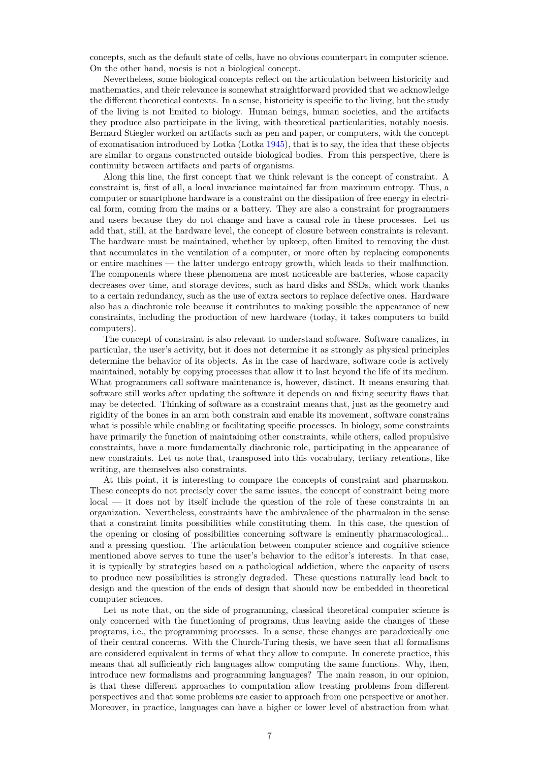concepts, such as the default state of cells, have no obvious counterpart in computer science. On the other hand, noesis is not a biological concept.

Nevertheless, some biological concepts reflect on the articulation between historicity and mathematics, and their relevance is somewhat straightforward provided that we acknowledge the different theoretical contexts. In a sense, historicity is specific to the living, but the study of the living is not limited to biology. Human beings, human societies, and the artifacts they produce also participate in the living, with theoretical particularities, notably noesis. Bernard Stiegler worked on artifacts such as pen and paper, or computers, with the concept of exomatisation introduced by Lotka (Lotka 1945), that is to say, the idea that these objects are similar to organs constructed outside biological bodies. From this perspective, there is continuity between artifacts and parts of organisms.

Along this line, the first concept that we think relevant is the concept of constraint. A constraint is, first of all, a local invariance maintained far from maximum entropy. Thus, a computer or smartphone hardware is a constraint on the dissipation of free energy in electrical form, coming from the mains or a battery. They are also a constraint for programmers and users because they do not change and have a causal role in these processes. Let us add that, still, at the hardware level, the concept of closure between constraints is relevant. The hardware must be maintained, whether by upkeep, often limited to removing the dust that accumulates in the ventilation of a computer, or more often by replacing components or entire machines — the latter undergo entropy growth, which leads to their malfunction. The components where these phenomena are most noticeable are batteries, whose capacity decreases over time, and storage devices, such as hard disks and SSDs, which work thanks to a certain redundancy, such as the use of extra sectors to replace defective ones. Hardware also has a diachronic role because it contributes to making possible the appearance of new constraints, including the production of new hardware (today, it takes computers to build computers).

The concept of constraint is also relevant to understand software. Software canalizes, in particular, the user's activity, but it does not determine it as strongly as physical principles determine the behavior of its objects. As in the case of hardware, software code is actively maintained, notably by copying processes that allow it to last beyond the life of its medium. What programmers call software maintenance is, however, distinct. It means ensuring that software still works after updating the software it depends on and fixing security flaws that may be detected. Thinking of software as a constraint means that, just as the geometry and rigidity of the bones in an arm both constrain and enable its movement, software constrains what is possible while enabling or facilitating specific processes. In biology, some constraints have primarily the function of maintaining other constraints, while others, called propulsive constraints, have a more fundamentally diachronic role, participating in the appearance of new constraints. Let us note that, transposed into this vocabulary, tertiary retentions, like writing, are themselves also constraints.

At this point, it is interesting to compare the concepts of constraint and pharmakon. These concepts do not precisely cover the same issues, the concept of constraint being more local — it does not by itself include the question of the role of these constraints in an organization. Nevertheless, constraints have the ambivalence of the pharmakon in the sense that a constraint limits possibilities while constituting them. In this case, the question of the opening or closing of possibilities concerning software is eminently pharmacological... and a pressing question. The articulation between computer science and cognitive science mentioned above serves to tune the user's behavior to the editor's interests. In that case, it is typically by strategies based on a pathological addiction, where the capacity of users to produce new possibilities is strongly degraded. These questions naturally lead back to design and the question of the ends of design that should now be embedded in theoretical computer sciences.

Let us note that, on the side of programming, classical theoretical computer science is only concerned with the functioning of programs, thus leaving aside the changes of these programs, i.e., the programming processes. In a sense, these changes are paradoxically one of their central concerns. With the Church-Turing thesis, we have seen that all formalisms are considered equivalent in terms of what they allow to compute. In concrete practice, this means that all sufficiently rich languages allow computing the same functions. Why, then, introduce new formalisms and programming languages? The main reason, in our opinion, is that these different approaches to computation allow treating problems from different perspectives and that some problems are easier to approach from one perspective or another. Moreover, in practice, languages can have a higher or lower level of abstraction from what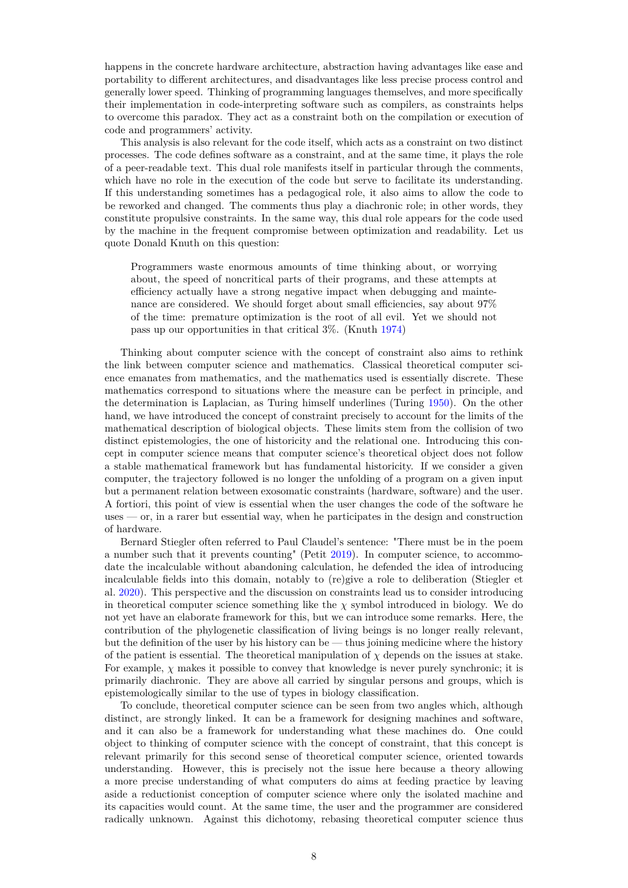happens in the concrete hardware architecture, abstraction having advantages like ease and portability to different architectures, and disadvantages like less precise process control and generally lower speed. Thinking of programming languages themselves, and more specifically their implementation in code-interpreting software such as compilers, as constraints helps to overcome this paradox. They act as a constraint both on the compilation or execution of code and programmers' activity.

This analysis is also relevant for the code itself, which acts as a constraint on two distinct processes. The code defines software as a constraint, and at the same time, it plays the role of a peer-readable text. This dual role manifests itself in particular through the comments, which have no role in the execution of the code but serve to facilitate its understanding. If this understanding sometimes has a pedagogical role, it also aims to allow the code to be reworked and changed. The comments thus play a diachronic role; in other words, they constitute propulsive constraints. In the same way, this dual role appears for the code used by the machine in the frequent compromise between optimization and readability. Let us quote Donald Knuth on this question:

> Programmers waste enormous amounts of time thinking about, or worrying about, the speed of noncritical parts of their programs, and these attempts at efficiency actually have a strong negative impact when debugging and maintenance are considered. We should forget about small efficiencies, say about 97% of the time: premature optimization is the root of all evil. Yet we should not pass up our opportunities in that critical 3%. (Knuth 1974)

Thinking about computer science with the concept of constraint also aims to rethink the link between computer science and mathematics. Classical theoretical computer science emanates from mathematics, and the mathematics used is essentially discrete. These mathematics correspond to situations where the measure can be perfect in principle, and the determination is Laplacian, as Turing himself underlines (Turing 1950). On the other hand, we have introduced the concept of constraint precisely to account for the limits of the mathematical description of biological objects. These limits stem from the collision of two distinct epistemologies, the one of historicity and the relational one. Introducing this concept in computer science means that computer science's theoretical object does not follow a stable mathematical framework but has fundamental historicity. If we consider a given computer, the trajectory followed is no longer the unfolding of a program on a given input but a permanent relation between exosomatic constraints (hardware, software) and the user. A fortiori, this point of view is essential when the user changes the code of the software he uses — or, in a rarer but essential way, when he participates in the design and construction of hardware.

Bernard Stiegler often referred to Paul Claudel's sentence: "There must be in the poem a number such that it prevents counting" (Petit 2019). In computer science, to accommodate the incalculable without abandoning calculation, he defended the idea of introducing incalculable fields into this domain, notably to (re)give a role to deliberation (Stiegler et al. 2020). This perspective and the discussion on constraints lead us to consider introducing in theoretical computer science something like the $\chi$ symbol introduced in biology. We do not yet have an elaborate framework for this, but we can introduce some remarks. Here, the contribution of the phylogenetic classification of living beings is no longer really relevant, but the definition of the user by his history can be — thus joining medicine where the history of the patient is essential. The theoretical manipulation of $\chi$ depends on the issues at stake. For example, $\chi$ makes it possible to convey that knowledge is never purely synchronic; it is primarily diachronic. They are above all carried by singular persons and groups, which is epistemologically similar to the use of types in biology classification.

To conclude, theoretical computer science can be seen from two angles which, although distinct, are strongly linked. It can be a framework for designing machines and software, and it can also be a framework for understanding what these machines do. One could object to thinking of computer science with the concept of constraint, that this concept is relevant primarily for this second sense of theoretical computer science, oriented towards understanding. However, this is precisely not the issue here because a theory allowing a more precise understanding of what computers do aims at feeding practice by leaving aside a reductionist conception of computer science where only the isolated machine and its capacities would count. At the same time, the user and the programmer are considered radically unknown. Against this dichotomy, rebasing theoretical computer science thus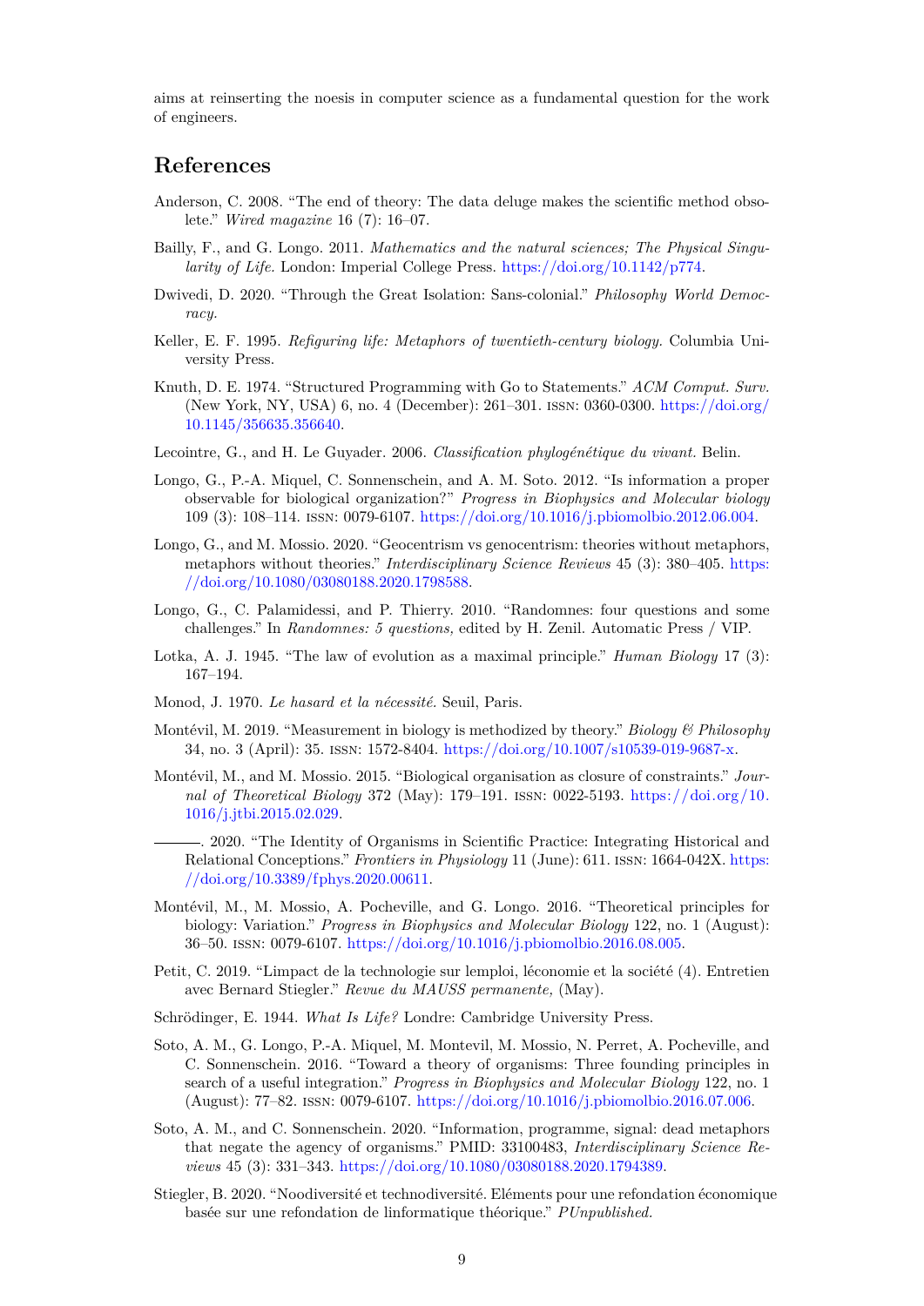aims at reinserting the noesis in computer science as a fundamental question for the work of engineers.

## References

Anderson, C. 2008. "The end of theory: The data deluge makes the scientific method obsolete." *Wired magazine* 16 (7): 16–07.

Bailly, F., and G. Longo. 2011. *Mathematics and the natural sciences; The Physical Singularity of Life.* London: Imperial College Press. https://doi.org/10.1142/p774.

Dwivedi, D. 2020. "Through the Great Isolation: Sans-colonial." *Philosophy World Democracy.*

Keller, E. F. 1995. *Refiguring life: Metaphors of twentieth-century biology.* Columbia University Press.

Knuth, D. E. 1974. "Structured Programming with Go to Statements." *ACM Comput. Surv.* (New York, NY, USA) 6, no. 4 (December): 261–301. ISSN: 0360-0300. https://doi.org/10.1145/356635.356640.

Lecointre, G., and H. Le Guyader. 2006. *Classification phylogénétique du vivant.* Belin.

Longo, G., P.-A. Miquel, C. Sonnenschein, and A. M. Soto. 2012. "Is information a proper observable for biological organization?" *Progress in Biophysics and Molecular biology* 109 (3): 108–114. ISSN: 0079-6107. https://doi.org/10.1016/j.pbiomolbio.2012.06.004.

Longo, G., and M. Mossio. 2020. "Geocentrism vs genocentrism: theories without metaphors, metaphors without theories." *Interdisciplinary Science Reviews* 45 (3): 380–405. https://doi.org/10.1080/03080188.2020.1798588.

Longo, G., C. Palamidessi, and P. Thierry. 2010. "Randomnes: four questions and some challenges." In *Randomnes: 5 questions,* edited by H. Zenil. Automatic Press / VIP.

Lotka, A. J. 1945. "The law of evolution as a maximal principle." *Human Biology* 17 (3): 167–194.

Monod, J. 1970. *Le hasard et la nécessité.* Seuil, Paris.

Montévil, M. 2019. "Measurement in biology is methodized by theory." *Biology & Philosophy* 34, no. 3 (April): 35. ISSN: 1572-8404. https://doi.org/10.1007/s10539-019-9687-x.

Montévil, M., and M. Mossio. 2015. "Biological organisation as closure of constraints." *Journal of Theoretical Biology* 372 (May): 179–191. ISSN: 0022-5193. https://doi.org/10.1016/j.jtbi.2015.02.029.

———. 2020. "The Identity of Organisms in Scientific Practice: Integrating Historical and Relational Conceptions." *Frontiers in Physiology* 11 (June): 611. ISSN: 1664-042X. https://doi.org/10.3389/fphys.2020.00611.

Montévil, M., M. Mossio, A. Pocheville, and G. Longo. 2016. "Theoretical principles for biology: Variation." *Progress in Biophysics and Molecular Biology* 122, no. 1 (August): 36–50. ISSN: 0079-6107. https://doi.org/10.1016/j.pbiomolbio.2016.08.005.

Petit, C. 2019. "Limpact de la technologie sur lemploi, léconomie et la société (4). Entretien avec Bernard Stiegler." *Revue du MAUSS permanente,* (May).

Schrödinger, E. 1944. *What Is Life?* Londre: Cambridge University Press.

Soto, A. M., G. Longo, P.-A. Miquel, M. Montevil, M. Mossio, N. Perret, A. Pocheville, and C. Sonnenschein. 2016. "Toward a theory of organisms: Three founding principles in search of a useful integration." *Progress in Biophysics and Molecular Biology* 122, no. 1 (August): 77–82. ISSN: 0079-6107. https://doi.org/10.1016/j.pbiomolbio.2016.07.006.

Soto, A. M., and C. Sonnenschein. 2020. "Information, programme, signal: dead metaphors that negate the agency of organisms." PMID: 33100483, *Interdisciplinary Science Reviews* 45 (3): 331–343. https://doi.org/10.1080/03080188.2020.1794389.

Stiegler, B. 2020. "Noodiversité et technodiversité. Eléments pour une refondation économique basée sur une refondation de linformatique théorique." *PUnpublished.*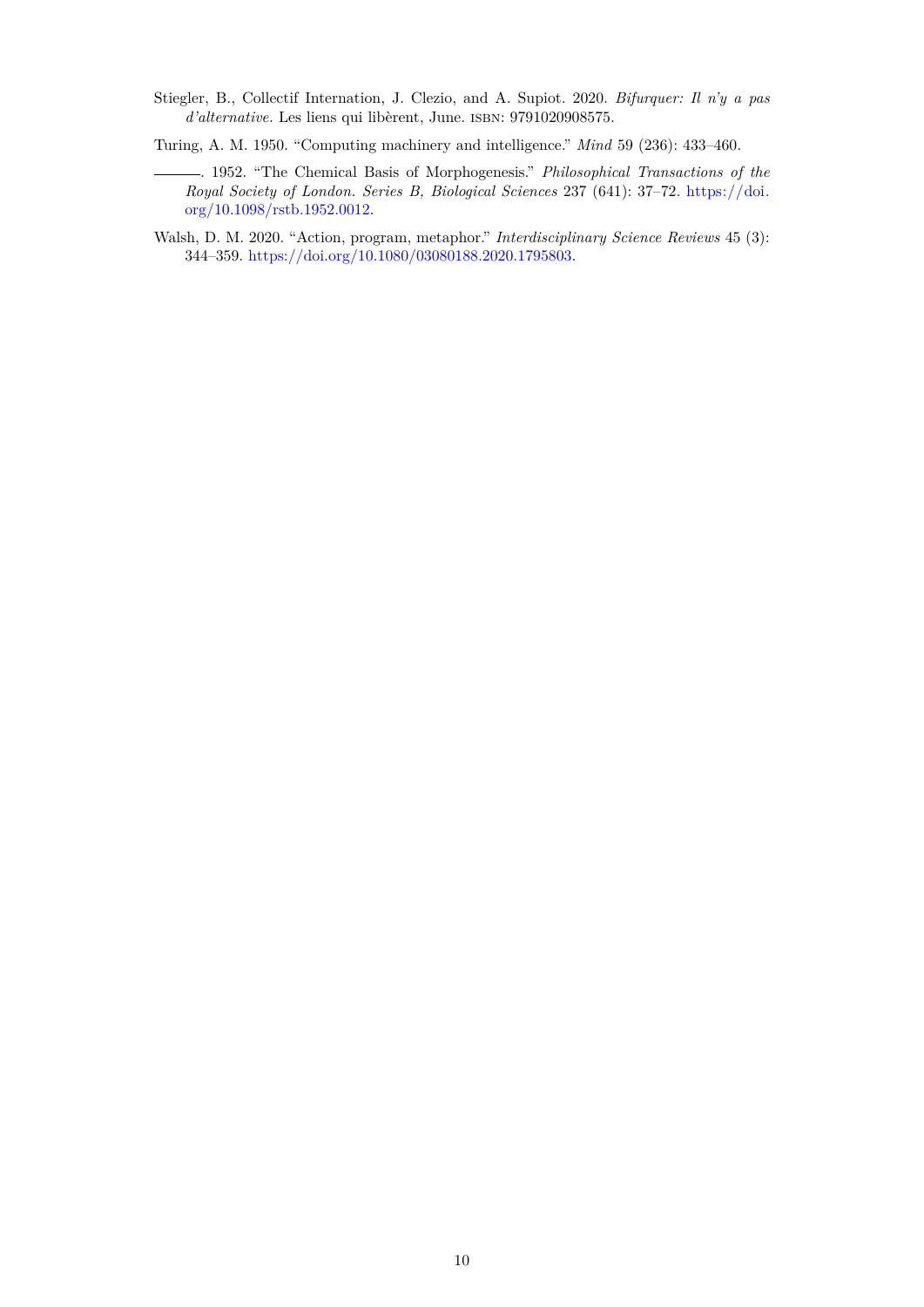Stiegler, B., Collectif Internation, J. Clezio, and A. Supiot. 2020. *Bifurquer: Il n'y a pas d'alternative.* Les liens qui libèrent, June. ISBN: 9791020908575.

Turing, A. M. 1950. "Computing machinery and intelligence." *Mind* 59 (236): 433–460.

———. 1952. "The Chemical Basis of Morphogenesis." *Philosophical Transactions of the Royal Society of London. Series B, Biological Sciences* 237 (641): 37–72. https://doi.org/10.1098/rstb.1952.0012.

Walsh, D. M. 2020. "Action, program, metaphor." *Interdisciplinary Science Reviews* 45 (3): 344–359. https://doi.org/10.1080/03080188.2020.1795803.